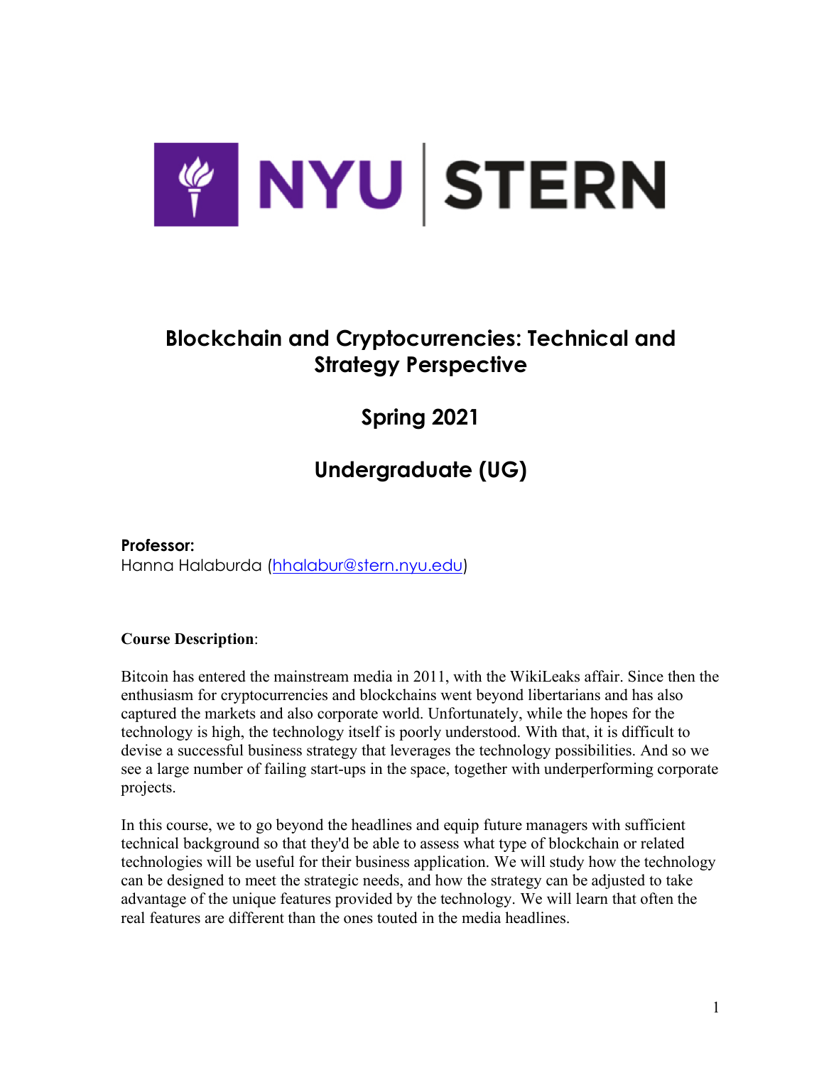NYU STERN

# Blockchain and Cryptocurrencies: Technical and Strategy Perspective

## Spring 2021

## Undergraduate (UG)

**Professor:**
Hanna Halaburda (hhalabur@stern.nyu.edu)

**Course Description**:

Bitcoin has entered the mainstream media in 2011, with the WikiLeaks affair. Since then the enthusiasm for cryptocurrencies and blockchains went beyond libertarians and has also captured the markets and also corporate world. Unfortunately, while the hopes for the technology is high, the technology itself is poorly understood. With that, it is difficult to devise a successful business strategy that leverages the technology possibilities. And so we see a large number of failing start-ups in the space, together with underperforming corporate projects.

In this course, we to go beyond the headlines and equip future managers with sufficient technical background so that they'd be able to assess what type of blockchain or related technologies will be useful for their business application. We will study how the technology can be designed to meet the strategic needs, and how the strategy can be adjusted to take advantage of the unique features provided by the technology. We will learn that often the real features are different than the ones touted in the media headlines.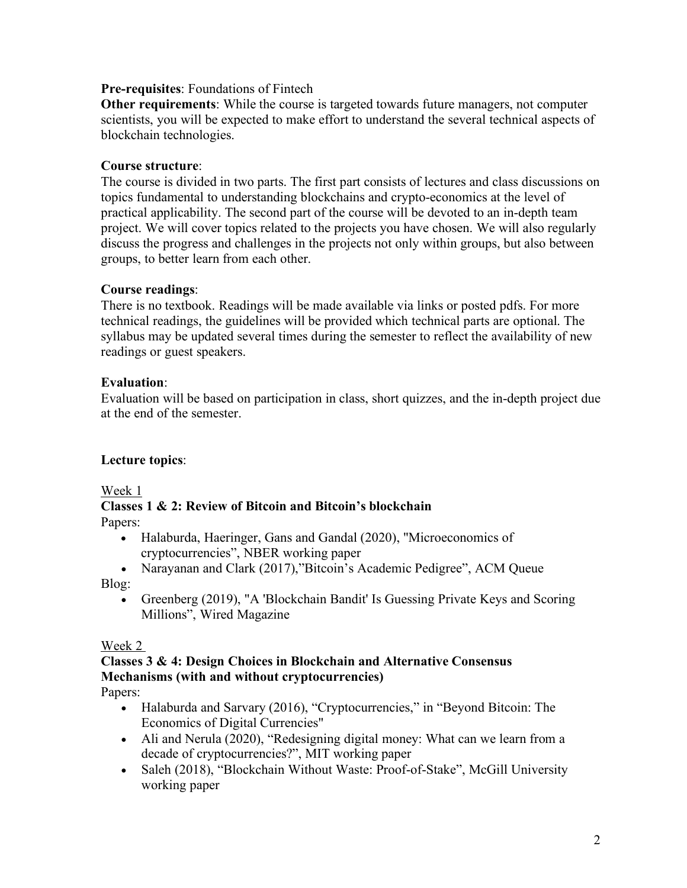**Pre-requisites**: Foundations of Fintech

**Other requirements**: While the course is targeted towards future managers, not computer scientists, you will be expected to make effort to understand the several technical aspects of blockchain technologies.

**Course structure**:

The course is divided in two parts. The first part consists of lectures and class discussions on topics fundamental to understanding blockchains and crypto-economics at the level of practical applicability. The second part of the course will be devoted to an in-depth team project. We will cover topics related to the projects you have chosen. We will also regularly discuss the progress and challenges in the projects not only within groups, but also between groups, to better learn from each other.

**Course readings**:

There is no textbook. Readings will be made available via links or posted pdfs. For more technical readings, the guidelines will be provided which technical parts are optional. The syllabus may be updated several times during the semester to reflect the availability of new readings or guest speakers.

**Evaluation**:

Evaluation will be based on participation in class, short quizzes, and the in-depth project due at the end of the semester.

**Lecture topics**:

Week 1

**Classes 1 & 2: Review of Bitcoin and Bitcoin's blockchain**

Papers:

- Halaburda, Haeringer, Gans and Gandal (2020), "Microeconomics of cryptocurrencies", NBER working paper
- Narayanan and Clark (2017),"Bitcoin's Academic Pedigree", ACM Queue

Blog:

- Greenberg (2019), "A 'Blockchain Bandit' Is Guessing Private Keys and Scoring Millions", Wired Magazine

Week 2

**Classes 3 & 4: Design Choices in Blockchain and Alternative Consensus Mechanisms (with and without cryptocurrencies)**

Papers:

- Halaburda and Sarvary (2016), "Cryptocurrencies," in "Beyond Bitcoin: The Economics of Digital Currencies"
- Ali and Nerula (2020), "Redesigning digital money: What can we learn from a decade of cryptocurrencies?", MIT working paper
- Saleh (2018), "Blockchain Without Waste: Proof-of-Stake", McGill University working paper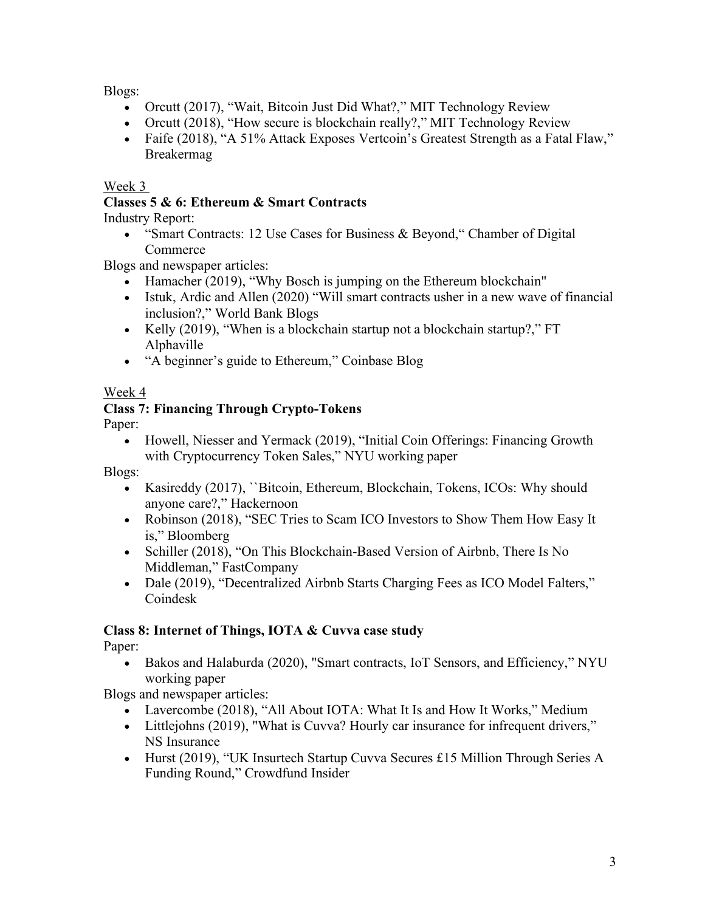Blogs:

- Orcutt (2017), "Wait, Bitcoin Just Did What?," MIT Technology Review
- Orcutt (2018), "How secure is blockchain really?," MIT Technology Review
- Faife (2018), "A 51% Attack Exposes Vertcoin's Greatest Strength as a Fatal Flaw," Breakermag

Week 3

**Classes 5 & 6: Ethereum & Smart Contracts**

Industry Report:

- "Smart Contracts: 12 Use Cases for Business & Beyond," Chamber of Digital Commerce

Blogs and newspaper articles:

- Hamacher (2019), "Why Bosch is jumping on the Ethereum blockchain"
- Istuk, Ardic and Allen (2020) "Will smart contracts usher in a new wave of financial inclusion?," World Bank Blogs
- Kelly (2019), "When is a blockchain startup not a blockchain startup?," FT Alphaville
- "A beginner's guide to Ethereum," Coinbase Blog

Week 4

**Class 7: Financing Through Crypto-Tokens**

Paper:

- Howell, Niesser and Yermack (2019), "Initial Coin Offerings: Financing Growth with Cryptocurrency Token Sales," NYU working paper

Blogs:

- Kasireddy (2017), ``Bitcoin, Ethereum, Blockchain, Tokens, ICOs: Why should anyone care?," Hackernoon
- Robinson (2018), "SEC Tries to Scam ICO Investors to Show Them How Easy It is," Bloomberg
- Schiller (2018), "On This Blockchain-Based Version of Airbnb, There Is No Middleman," FastCompany
- Dale (2019), "Decentralized Airbnb Starts Charging Fees as ICO Model Falters," Coindesk

**Class 8: Internet of Things, IOTA & Cuvva case study**

Paper:

- Bakos and Halaburda (2020), "Smart contracts, IoT Sensors, and Efficiency," NYU working paper

Blogs and newspaper articles:

- Lavercombe (2018), "All About IOTA: What It Is and How It Works," Medium
- Littlejohns (2019), "What is Cuvva? Hourly car insurance for infrequent drivers," NS Insurance
- Hurst (2019), "UK Insurtech Startup Cuvva Secures £15 Million Through Series A Funding Round," Crowdfund Insider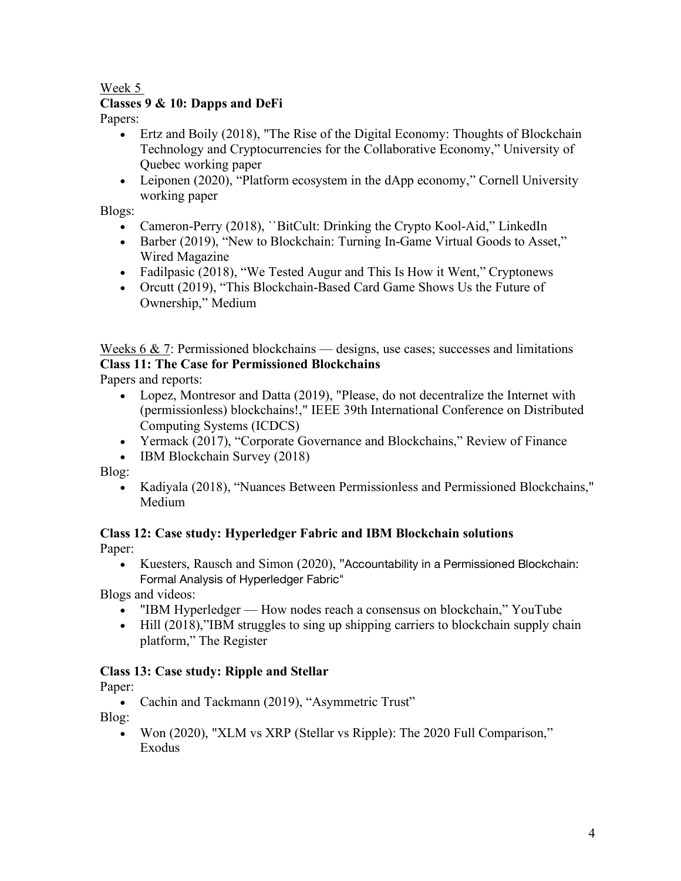Week 5

**Classes 9 & 10: Dapps and DeFi**

Papers:

- Ertz and Boily (2018), "The Rise of the Digital Economy: Thoughts of Blockchain Technology and Cryptocurrencies for the Collaborative Economy," University of Quebec working paper
- Leiponen (2020), "Platform ecosystem in the dApp economy," Cornell University working paper

Blogs:

- Cameron-Perry (2018), ``BitCult: Drinking the Crypto Kool-Aid," LinkedIn
- Barber (2019), "New to Blockchain: Turning In-Game Virtual Goods to Asset," Wired Magazine
- Fadilpasic (2018), "We Tested Augur and This Is How it Went," Cryptonews
- Orcutt (2019), "This Blockchain-Based Card Game Shows Us the Future of Ownership," Medium

Weeks 6 & 7: Permissioned blockchains — designs, use cases; successes and limitations

**Class 11: The Case for Permissioned Blockchains**

Papers and reports:

- Lopez, Montresor and Datta (2019), "Please, do not decentralize the Internet with (permissionless) blockchains!," IEEE 39th International Conference on Distributed Computing Systems (ICDCS)
- Yermack (2017), "Corporate Governance and Blockchains," Review of Finance
- IBM Blockchain Survey (2018)

Blog:

- Kadiyala (2018), "Nuances Between Permissionless and Permissioned Blockchains," Medium

**Class 12: Case study: Hyperledger Fabric and IBM Blockchain solutions**

Paper:

- Kuesters, Rausch and Simon (2020), "Accountability in a Permissioned Blockchain: Formal Analysis of Hyperledger Fabric"

Blogs and videos:

- "IBM Hyperledger — How nodes reach a consensus on blockchain," YouTube
- Hill (2018),"IBM struggles to sing up shipping carriers to blockchain supply chain platform," The Register

**Class 13: Case study: Ripple and Stellar**

Paper:

- Cachin and Tackmann (2019), "Asymmetric Trust"

Blog:

- Won (2020), "XLM vs XRP (Stellar vs Ripple): The 2020 Full Comparison," Exodus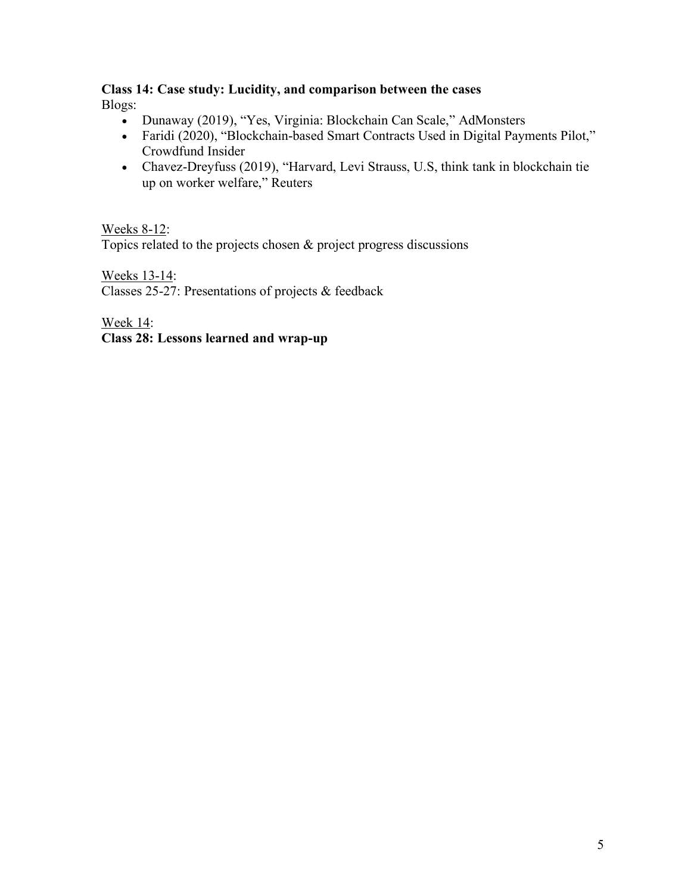**Class 14: Case study: Lucidity, and comparison between the cases**

Blogs:

- Dunaway (2019), "Yes, Virginia: Blockchain Can Scale," AdMonsters
- Faridi (2020), "Blockchain-based Smart Contracts Used in Digital Payments Pilot," Crowdfund Insider
- Chavez-Dreyfuss (2019), "Harvard, Levi Strauss, U.S, think tank in blockchain tie up on worker welfare," Reuters

<u>Weeks 8-12</u>:
Topics related to the projects chosen & project progress discussions

<u>Weeks 13-14</u>:
Classes 25-27: Presentations of projects & feedback

<u>Week 14</u>:
**Class 28: Lessons learned and wrap-up**